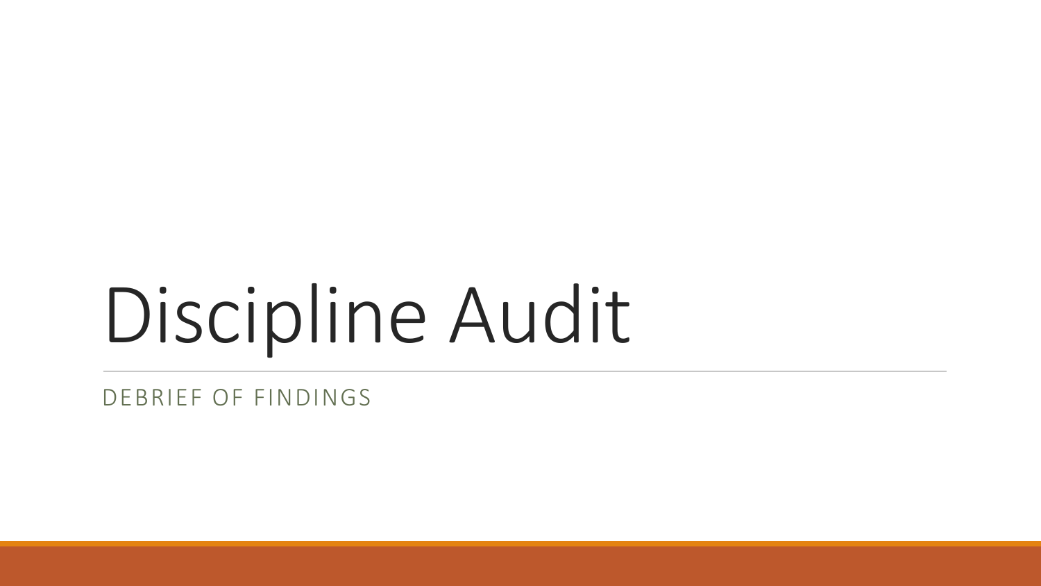# Discipline Audit

DEBRIEF OF FINDINGS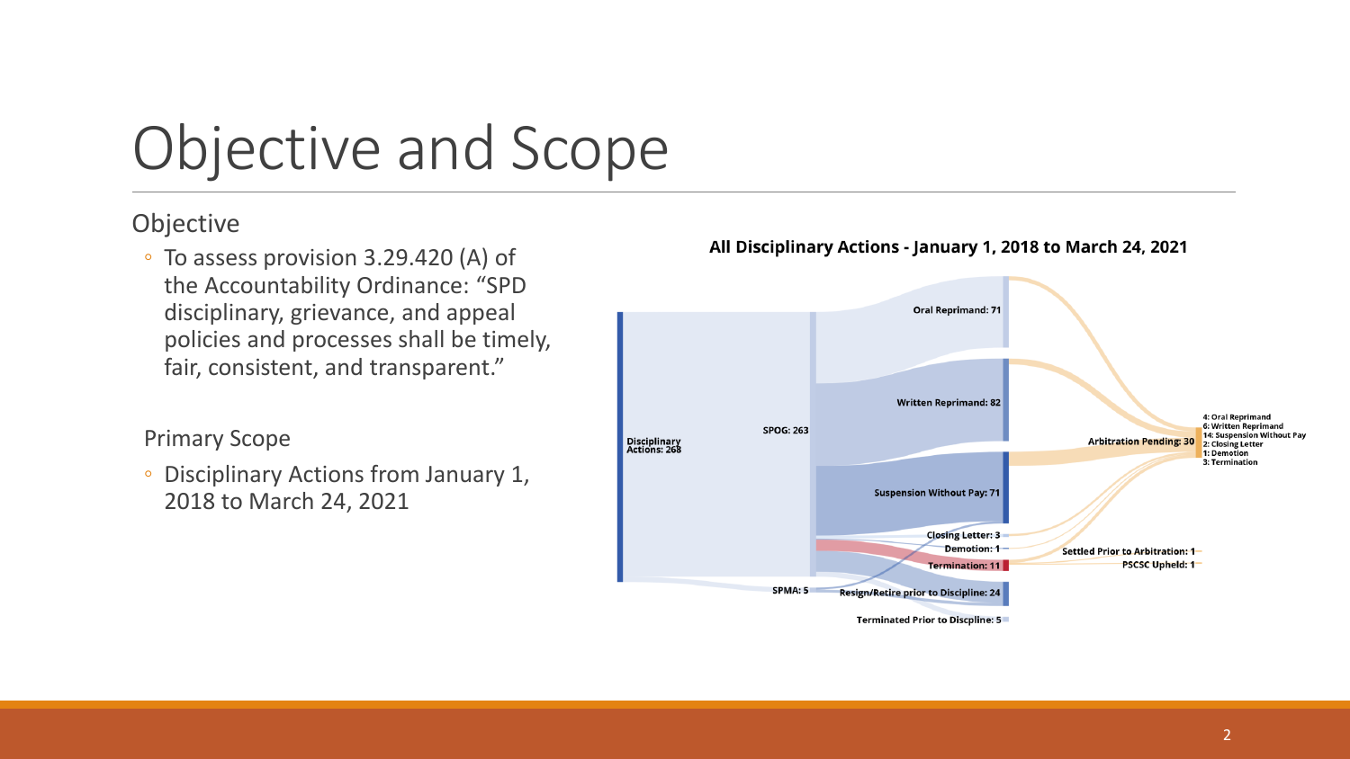# Objective and Scope

## Objective

- To assess provision 3.29.420 (A) of the Accountability Ordinance: "SPD disciplinary, grievance, and appeal policies and processes shall be timely, fair, consistent, and transparent."

## Primary Scope

- Disciplinary Actions from January 1, 2018 to March 24, 2021

**All Disciplinary Actions - January 1, 2018 to March 24, 2021**

Disciplinary Actions: 268

SPOG: 263

SPMA: 5

Oral Reprimand: 71

Written Reprimand: 82

Suspension Without Pay: 71

Closing Letter: 3

Demotion: 1

Termination: 11

Resign/Retire prior to Discipline: 24

Terminated Prior to Discpline: 5

Arbitration Pending: 30

4: Oral Reprimand
6: Written Reprimand
14: Suspension Without Pay
2: Closing Letter
1: Demotion
3: Termination

Settled Prior to Arbitration: 1

PSCSC Upheld: 1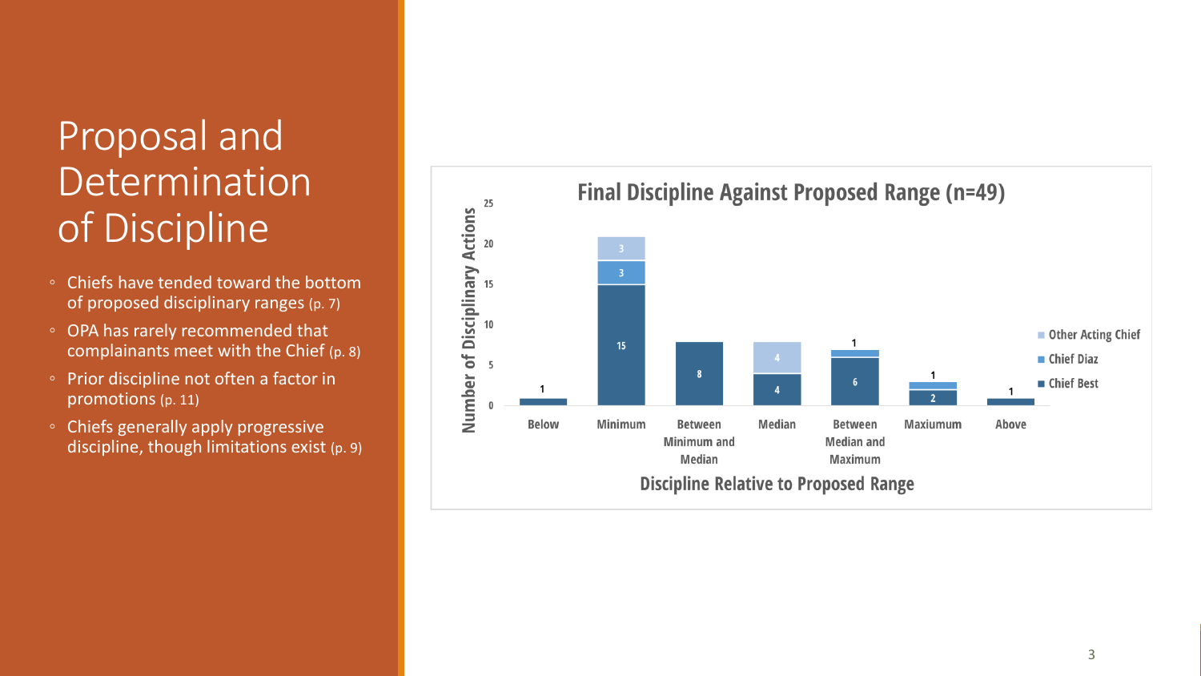# Proposal and Determination of Discipline

- Chiefs have tended toward the bottom of proposed disciplinary ranges (p. 7)
- OPA has rarely recommended that complainants meet with the Chief (p. 8)
- Prior discipline not often a factor in promotions (p. 11)
- Chiefs generally apply progressive discipline, though limitations exist (p. 9)

**Final Discipline Against Proposed Range (n=49)**

| Discipline Relative to Proposed Range | Chief Best | Chief Diaz | Other Acting Chief |
|---|---|---|---|
| Below | 1 | | |
| Minimum | 15 | 3 | 3 |
| Between Minimum and Median | 8 | | |
| Median | 4 | | 4 |
| Between Median and Maximum | 6 | 1 | |
| Maxiumum | 2 | 1 | |
| Above | 1 | | |

Y-axis: Number of Disciplinary Actions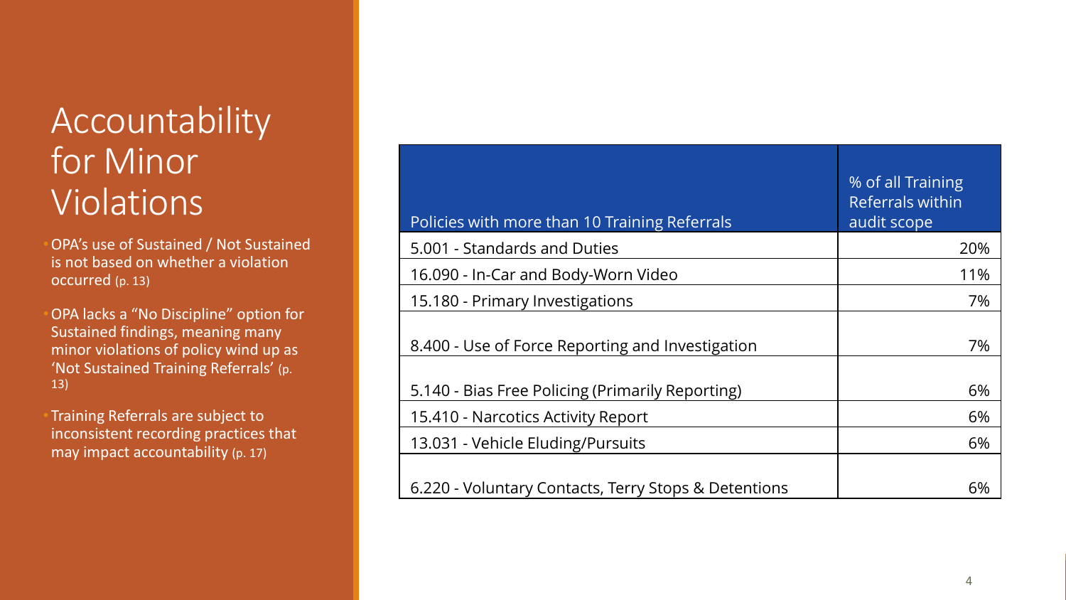# Accountability for Minor Violations

- OPA's use of Sustained / Not Sustained is not based on whether a violation occurred (p. 13)
- OPA lacks a "No Discipline" option for Sustained findings, meaning many minor violations of policy wind up as 'Not Sustained Training Referrals' (p. 13)
- Training Referrals are subject to inconsistent recording practices that may impact accountability (p. 17)

| Policies with more than 10 Training Referrals | % of all Training Referrals within audit scope |
|---|---:|
| 5.001 - Standards and Duties | 20% |
| 16.090 - In-Car and Body-Worn Video | 11% |
| 15.180 - Primary Investigations | 7% |
| 8.400 - Use of Force Reporting and Investigation | 7% |
| 5.140 - Bias Free Policing (Primarily Reporting) | 6% |
| 15.410 - Narcotics Activity Report | 6% |
| 13.031 - Vehicle Eluding/Pursuits | 6% |
| 6.220 - Voluntary Contacts, Terry Stops & Detentions | 6% |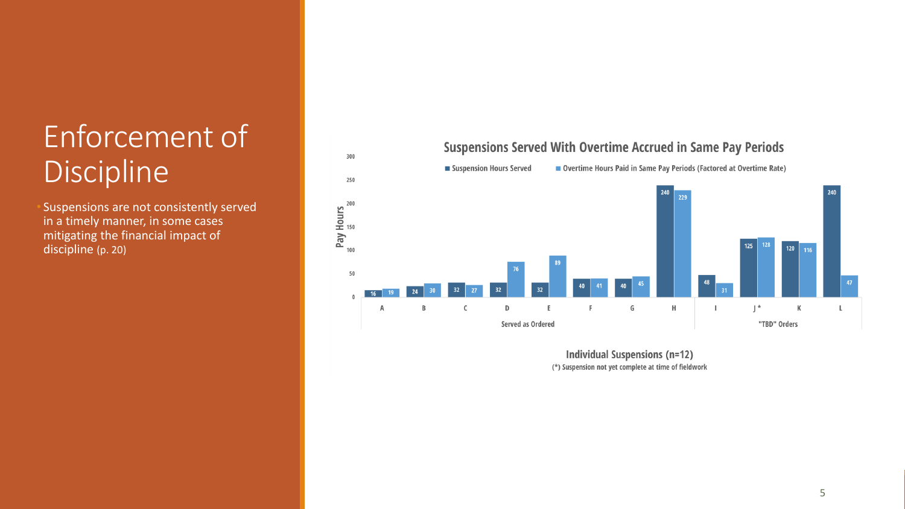# Enforcement of Discipline

- Suspensions are not consistently served in a timely manner, in some cases mitigating the financial impact of discipline (p. 20)

**Suspensions Served With Overtime Accrued in Same Pay Periods**

| Group | Individual Suspension | Suspension Hours Served | Overtime Hours Paid in Same Pay Periods (Factored at Overtime Rate) |
|---|---|---|---|
| Served as Ordered | A | 16 | 19 |
| | B | 24 | 30 |
| | C | 32 | 27 |
| | D | 32 | 76 |
| | E | 32 | 89 |
| | F | 40 | 41 |
| | G | 40 | 45 |
| | H | 240 | 229 |
| "TBD" Orders | I | 48 | 31 |
| | J * | 125 | 128 |
| | K | 120 | 116 |
| | L | 240 | 47 |

Pay Hours

Individual Suspensions (n=12)

(*) Suspension not yet complete at time of fieldwork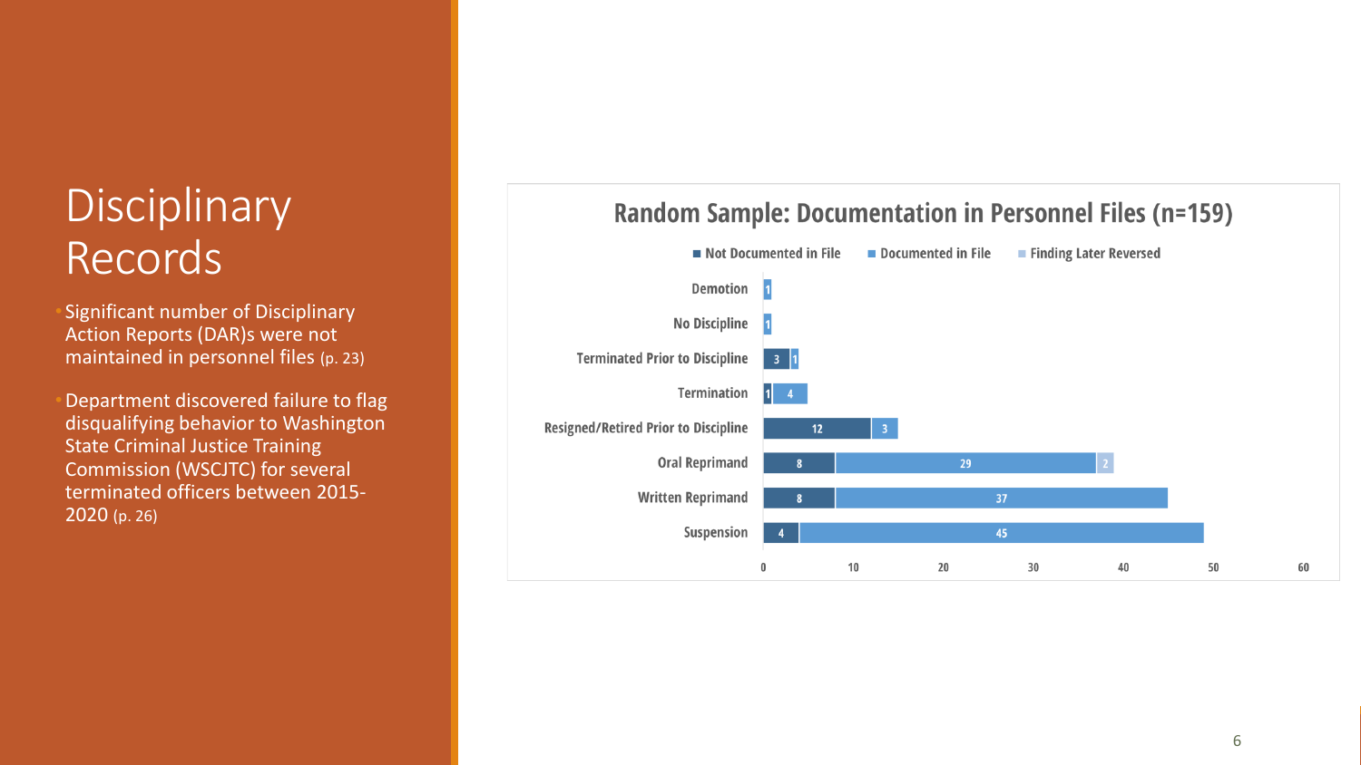# Disciplinary Records

- Significant number of Disciplinary Action Reports (DAR)s were not maintained in personnel files (p. 23)
- Department discovered failure to flag disqualifying behavior to Washington State Criminal Justice Training Commission (WSCJTC) for several terminated officers between 2015-2020 (p. 26)

**Random Sample: Documentation in Personnel Files (n=159)**

| | Not Documented in File | Documented in File | Finding Later Reversed |
|---|---|---|---|
| Demotion | | 1 | |
| No Discipline | | 1 | |
| Terminated Prior to Discipline | 3 | 1 | |
| Termination | 1 | 4 | |
| Resigned/Retired Prior to Discipline | 12 | 3 | |
| Oral Reprimand | 8 | 29 | 2 |
| Written Reprimand | 8 | 37 | |
| Suspension | 4 | 45 | |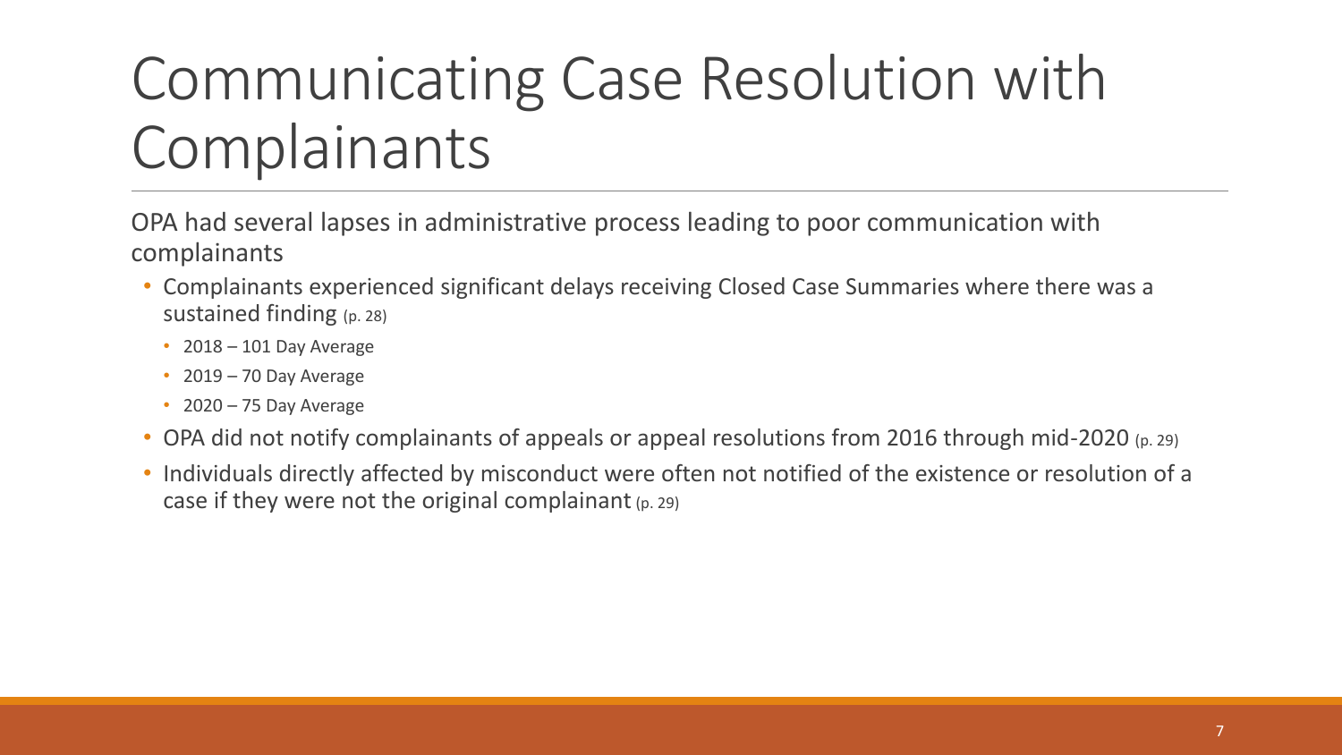# Communicating Case Resolution with Complainants

OPA had several lapses in administrative process leading to poor communication with complainants

- Complainants experienced significant delays receiving Closed Case Summaries where there was a sustained finding (p. 28)
  - 2018 – 101 Day Average
  - 2019 – 70 Day Average
  - 2020 – 75 Day Average
- OPA did not notify complainants of appeals or appeal resolutions from 2016 through mid-2020 (p. 29)
- Individuals directly affected by misconduct were often not notified of the existence or resolution of a case if they were not the original complainant (p. 29)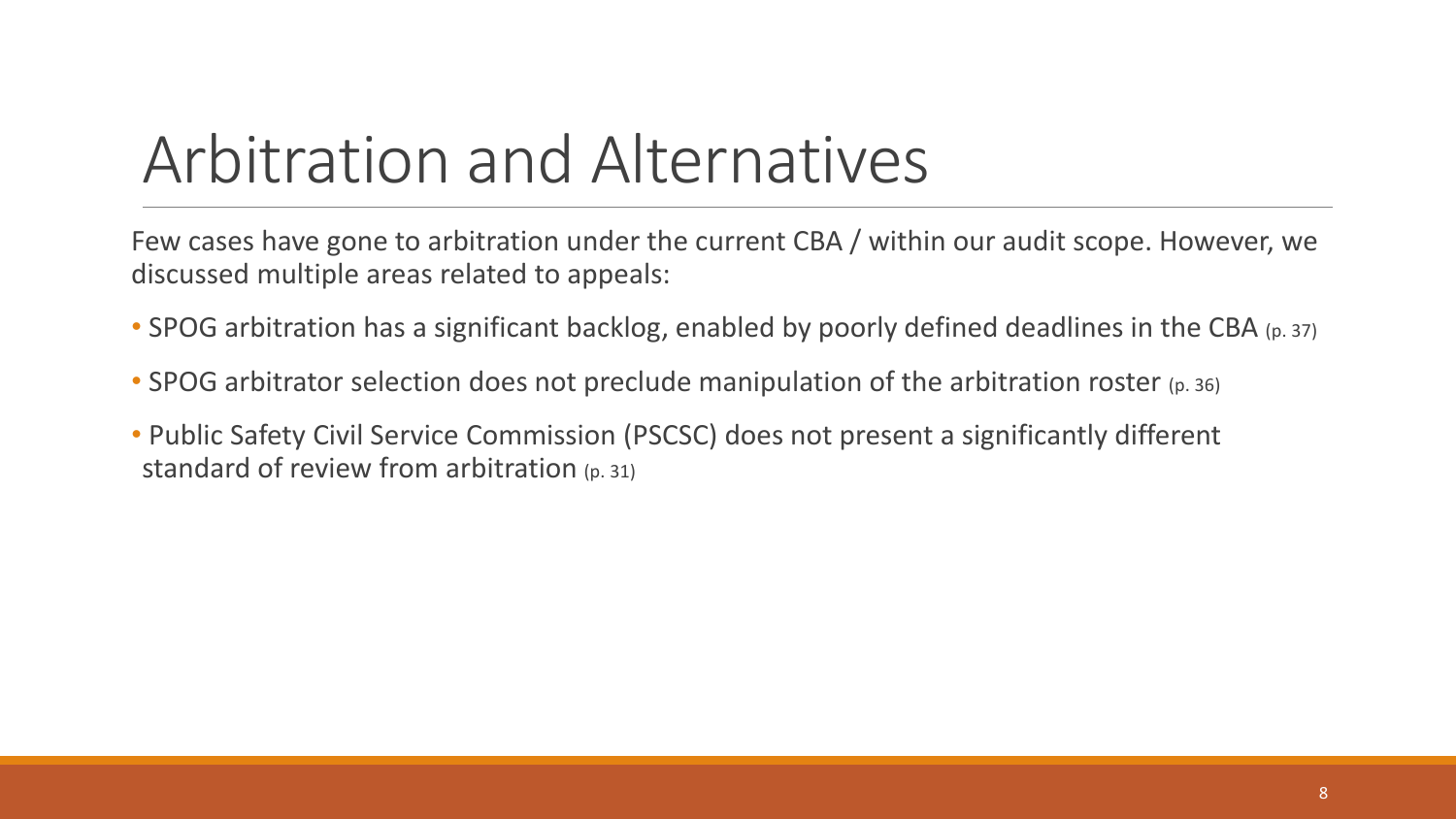# Arbitration and Alternatives

Few cases have gone to arbitration under the current CBA / within our audit scope. However, we discussed multiple areas related to appeals:

- SPOG arbitration has a significant backlog, enabled by poorly defined deadlines in the CBA (p. 37)
- SPOG arbitrator selection does not preclude manipulation of the arbitration roster (p. 36)
- Public Safety Civil Service Commission (PSCSC) does not present a significantly different standard of review from arbitration (p. 31)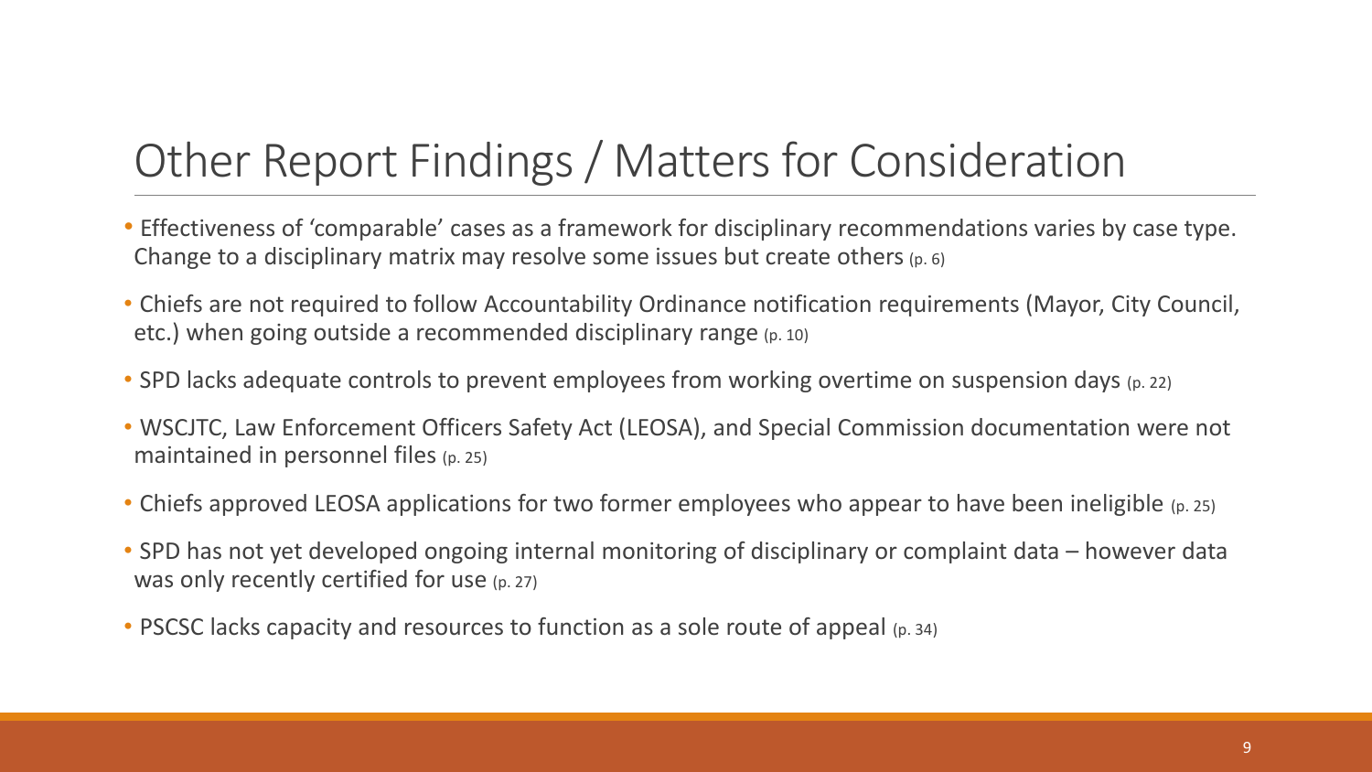# Other Report Findings / Matters for Consideration

- Effectiveness of 'comparable' cases as a framework for disciplinary recommendations varies by case type. Change to a disciplinary matrix may resolve some issues but create others (p. 6)
- Chiefs are not required to follow Accountability Ordinance notification requirements (Mayor, City Council, etc.) when going outside a recommended disciplinary range (p. 10)
- SPD lacks adequate controls to prevent employees from working overtime on suspension days (p. 22)
- WSCJTC, Law Enforcement Officers Safety Act (LEOSA), and Special Commission documentation were not maintained in personnel files (p. 25)
- Chiefs approved LEOSA applications for two former employees who appear to have been ineligible (p. 25)
- SPD has not yet developed ongoing internal monitoring of disciplinary or complaint data – however data was only recently certified for use (p. 27)
- PSCSC lacks capacity and resources to function as a sole route of appeal (p. 34)